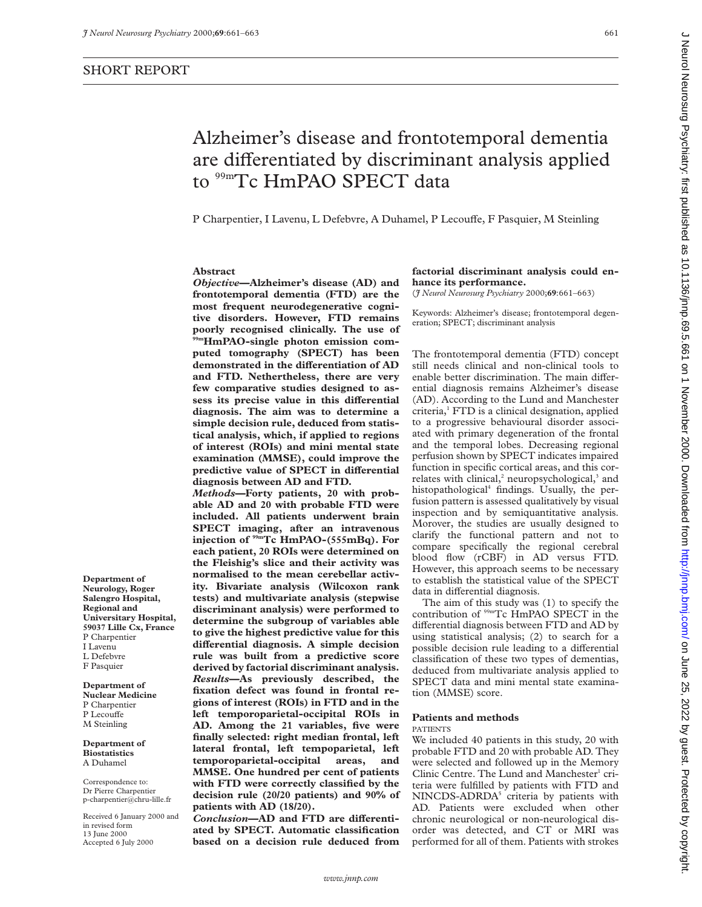SHORT REPORT

# Alzheimer's disease and frontotemporal dementia are differentiated by discriminant analysis applied to $^{99m}$Tc HmPAO SPECT data

P Charpentier, I Lavenu, L Defebvre, A Duhamel, P Lecouffe, F Pasquier, M Steinling

**Department of Neurology, Roger Salengro Hospital, Regional and Universitary Hospital, 59037 Lille Cx, France**
P Charpentier
I Lavenu
L Defebvre
F Pasquier

**Department of Nuclear Medicine**
P Charpentier
P Lecouffe
M Steinling

**Department of Biostatistics**
A Duhamel

Correspondence to: Dr Pierre Charpentier p-charpentier@chru-lille.fr

Received 6 January 2000 and in revised form 13 June 2000
Accepted 6 July 2000

## Abstract

***Objective*—Alzheimer's disease (AD) and frontotemporal dementia (FTD) are the most frequent neurodegenerative cognitive disorders. However, FTD remains poorly recognised clinically. The use of $^{99m}$HmPAO-single photon emission computed tomography (SPECT) has been demonstrated in the differentiation of AD and FTD. Nethertheless, there are very few comparative studies designed to assess its precise value in this differential diagnosis. The aim was to determine a simple decision rule, deduced from statistical analysis, which, if applied to regions of interest (ROIs) and mini mental state examination (MMSE), could improve the predictive value of SPECT in differential diagnosis between AD and FTD.**

***Methods*—Forty patients, 20 with probable AD and 20 with probable FTD were included. All patients underwent brain SPECT imaging, after an intravenous injection of $^{99m}$Tc HmPAO-(555mBq). For each patient, 20 ROIs were determined on the Fleishig's slice and their activity was normalised to the mean cerebellar activity. Bivariate analysis (Wilcoxon rank tests) and multivariate analysis (stepwise discriminant analysis) were performed to determine the subgroup of variables able to give the highest predictive value for this differential diagnosis. A simple decision rule was built from a predictive score derived by factorial discriminant analysis.**

***Results*—As previously described, the fixation defect was found in frontal regions of interest (ROIs) in FTD and in the left temporoparietal-occipital ROIs in AD. Among the 21 variables, five were finally selected: right median frontal, left lateral frontal, left tempoparietal, left temporoparietal-occipital areas, and MMSE. One hundred per cent of patients with FTD were correctly classified by the decision rule (20/20 patients) and 90% of patients with AD (18/20).**

***Conclusion*—AD and FTD are differentiated by SPECT. Automatic classification based on a decision rule deduced from factorial discriminant analysis could enhance its performance.**

(*J Neurol Neurosurg Psychiatry* 2000;**69**:661–663)

Keywords: Alzheimer's disease; frontotemporal degeneration; SPECT; discriminant analysis

The frontotemporal dementia (FTD) concept still needs clinical and non-clinical tools to enable better discrimination. The main differential diagnosis remains Alzheimer's disease (AD). According to the Lund and Manchester criteria,[1] FTD is a clinical designation, applied to a progressive behavioural disorder associated with primary degeneration of the frontal and the temporal lobes. Decreasing regional perfusion shown by SPECT indicates impaired function in specific cortical areas, and this correlates with clinical,[2] neuropsychological,[3] and histopathological[4] findings. Usually, the perfusion pattern is assessed qualitatively by visual inspection and by semiquantitative analysis. Morover, the studies are usually designed to clarify the functional pattern and not to compare specifically the regional cerebral blood flow (rCBF) in AD versus FTD. However, this approach seems to be necessary to establish the statistical value of the SPECT data in differential diagnosis.

The aim of this study was (1) to specify the contribution of $^{99m}$Tc HmPAO SPECT in the differential diagnosis between FTD and AD by using statistical analysis; (2) to search for a possible decision rule leading to a differential classification of these two types of dementias, deduced from multivariate analysis applied to SPECT data and mini mental state examination (MMSE) score.

## Patients and methods

### PATIENTS

We included 40 patients in this study, 20 with probable FTD and 20 with probable AD. They were selected and followed up in the Memory Clinic Centre. The Lund and Manchester[1] criteria were fulfilled by patients with FTD and NINCDS-ADRDA[5] criteria by patients with AD. Patients were excluded when other chronic neurological or non-neurological disorder was detected, and CT or MRI was performed for all of them. Patients with strokes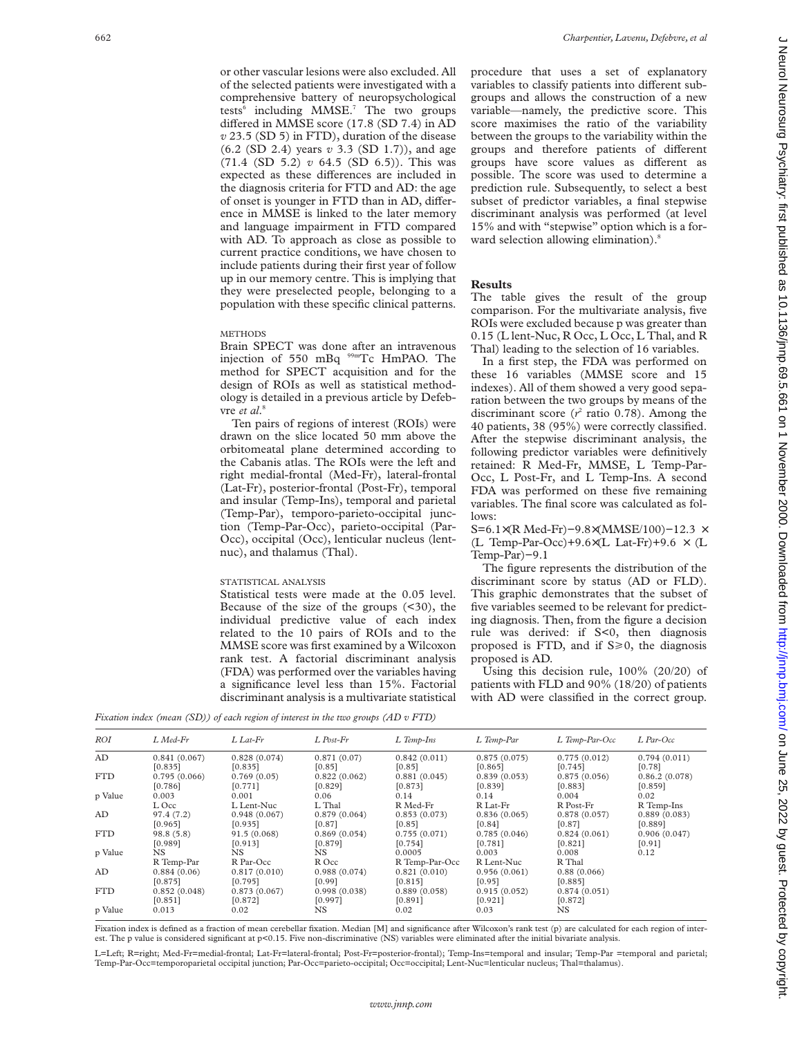or other vascular lesions were also excluded. All of the selected patients were investigated with a comprehensive battery of neuropsychological tests[6] including MMSE.[7] The two groups differed in MMSE score (17.8 (SD 7.4) in AD *v* 23.5 (SD 5) in FTD), duration of the disease (6.2 (SD 2.4) years *v* 3.3 (SD 1.7)), and age (71.4 (SD 5.2) *v* 64.5 (SD 6.5)). This was expected as these differences are included in the diagnosis criteria for FTD and AD: the age of onset is younger in FTD than in AD, difference in MMSE is linked to the later memory and language impairment in FTD compared with AD. To approach as close as possible to current practice conditions, we have chosen to include patients during their first year of follow up in our memory centre. This is implying that they were preselected people, belonging to a population with these specific clinical patterns.

## METHODS

Brain SPECT was done after an intravenous injection of 550 mBq $^{99m}$Tc HmPAO. The method for SPECT acquisition and for the design of ROIs as well as statistical methodology is detailed in a previous article by Defebvre *et al*.[8]

Ten pairs of regions of interest (ROIs) were drawn on the slice located 50 mm above the orbitomeatal plane determined according to the Cabanis atlas. The ROIs were the left and right medial-frontal (Med-Fr), lateral-frontal (Lat-Fr), posterior-frontal (Post-Fr), temporal and insular (Temp-Ins), temporal and parietal (Temp-Par), temporo-parieto-occipital junction (Temp-Par-Occ), parieto-occipital (Par-Occ), occipital (Occ), lenticular nucleus (lent-nuc), and thalamus (Thal).

## STATISTICAL ANALYSIS

Statistical tests were made at the 0.05 level. Because of the size of the groups (<30), the individual predictive value of each index related to the 10 pairs of ROIs and to the MMSE score was first examined by a Wilcoxon rank test. A factorial discriminant analysis (FDA) was performed over the variables having a significance level less than 15%. Factorial discriminant analysis is a multivariate statistical procedure that uses a set of explanatory variables to classify patients into different subgroups and allows the construction of a new variable—namely, the predictive score. This score maximises the ratio of the variability between the groups to the variability within the groups and therefore patients of different groups have score values as different as possible. The score was used to determine a prediction rule. Subsequently, to select a best subset of predictor variables, a final stepwise discriminant analysis was performed (at level 15% and with "stepwise" option which is a forward selection allowing elimination).[8]

## Results

The table gives the result of the group comparison. For the multivariate analysis, five ROIs were excluded because p was greater than 0.15 (L lent-Nuc, R Occ, L Occ, L Thal, and R Thal) leading to the selection of 16 variables.

In a first step, the FDA was performed on these 16 variables (MMSE score and 15 indexes). All of them showed a very good separation between the two groups by means of the discriminant score ($r^2$ ratio 0.78). Among the 40 patients, 38 (95%) were correctly classified. After the stepwise discriminant analysis, the following predictor variables were definitively retained: R Med-Fr, MMSE, L Temp-Par-Occ, L Post-Fr, and L Temp-Ins. A second FDA was performed on these five remaining variables. The final score was calculated as follows:

$$S=6.1\times(\text{R Med-Fr})-9.8\times(\text{MMSE}/100)-12.3\times(\text{L Temp-Par-Occ})+9.6\times(\text{L Lat-Fr})+9.6\times(\text{L Temp-Par})-9.1$$

The figure represents the distribution of the discriminant score by status (AD or FLD). This graphic demonstrates that the subset of five variables seemed to be relevant for predicting diagnosis. Then, from the figure a decision rule was derived: if S<0, then diagnosis proposed is FTD, and if S≥0, the diagnosis proposed is AD.

Using this decision rule, 100% (20/20) of patients with FLD and 90% (18/20) of patients with AD were classified in the correct group.

*Fixation index (mean (SD)) of each region of interest in the two groups (AD v FTD)*

| ROI | L Med-Fr | L Lat-Fr | L Post-Fr | L Temp-Ins | L Temp-Par | L Temp-Par-Occ | L Par-Occ |
|---|---|---|---|---|---|---|---|
| AD | 0.841 (0.067) [0.835] | 0.828 (0.074) [0.835] | 0.871 (0.07) [0.85] | 0.842 (0.011) [0.85] | 0.875 (0.075) [0.865] | 0.775 (0.012) [0.745] | 0.794 (0.011) [0.78] |
| FTD | 0.795 (0.066) [0.786] | 0.769 (0.05) [0.771] | 0.822 (0.062) [0.829] | 0.881 (0.045) [0.873] | 0.839 (0.053) [0.839] | 0.875 (0.056) [0.883] | 0.86.2 (0.078) [0.859] |
| p Value | 0.003 | 0.001 | 0.06 | 0.14 | 0.14 | 0.004 | 0.02 |
| | L Occ | L Lent-Nuc | L Thal | R Med-Fr | R Lat-Fr | R Post-Fr | R Temp-Ins |
| AD | 97.4 (7.2) [0.965] | 0.948 (0.067) [0.935] | 0.879 (0.064) [0.87] | 0.853 (0.073) [0.85] | 0.836 (0.065) [0.84] | 0.878 (0.057) [0.87] | 0.889 (0.083) [0.889] |
| FTD | 98.8 (5.8) [0.989] | 91.5 (0.068) [0.913] | 0.869 (0.054) [0.879] | 0.755 (0.071) [0.754] | 0.785 (0.046) [0.781] | 0.824 (0.061) [0.821] | 0.906 (0.047) [0.91] |
| p Value | NS | NS | NS | 0.0005 | 0.003 | 0.008 | 0.12 |
| | R Temp-Par | R Par-Occ | R Occ | R Temp-Par-Occ | R Lent-Nuc | R Thal | |
| AD | 0.884 (0.06) [0.875] | 0.817 (0.010) [0.795] | 0.988 (0.074) [0.99] | 0.821 (0.010) [0.815] | 0.956 (0.061) [0.95] | 0.88 (0.066) [0.885] | |
| FTD | 0.852 (0.048) [0.851] | 0.873 (0.067) [0.872] | 0.998 (0.038) [0.997] | 0.889 (0.058) [0.891] | 0.915 (0.052) [0.921] | 0.874 (0.051) [0.872] | |
| p Value | 0.013 | 0.02 | NS | 0.02 | 0.03 | NS | |

Fixation index is defined as a fraction of mean cerebellar fixation. Median [M] and significance after Wilcoxon's rank test (p) are calculated for each region of interest. The p value is considered significant at p<0.15. Five non-discriminative (NS) variables were eliminated after the initial bivariate analysis.

L=Left; R=right; Med-Fr=medial-frontal; Lat-Fr=lateral-frontal; Post-Fr=posterior-frontal); Temp-Ins=temporal and insular; Temp-Par =temporal and parietal; Temp-Par-Occ=temporoparietal occipital junction; Par-Occ=parieto-occipital; Occ=occipital; Lent-Nuc=lenticular nucleus; Thal=thalamus).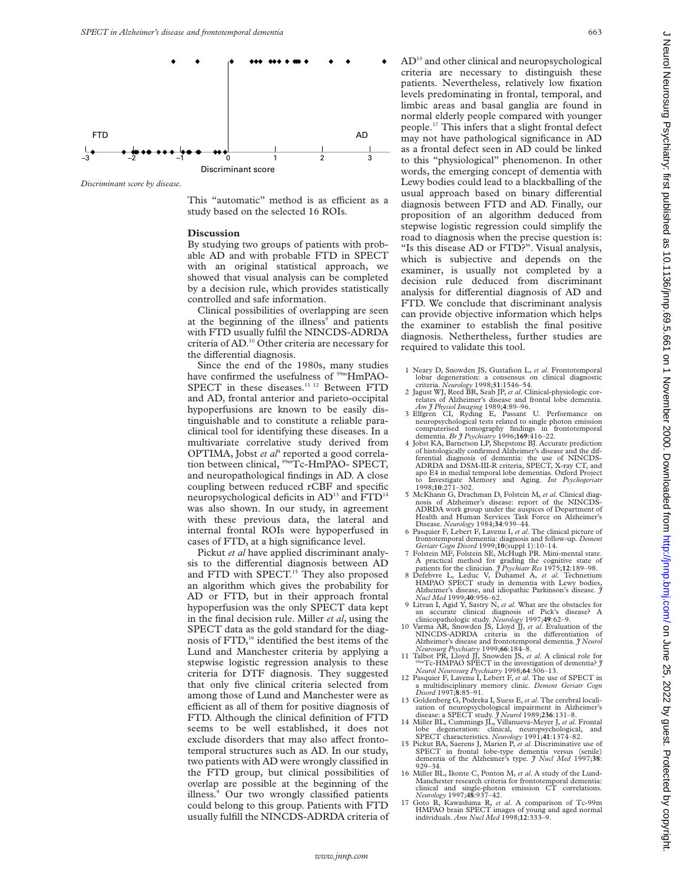FTD

AD

–3 –2 –1 0 1 2 3

Discriminant score

*Discriminant score by disease.*

This "automatic" method is as efficient as a study based on the selected 16 ROIs.

### Discussion

By studying two groups of patients with probable AD and with probable FTD in SPECT with an original statistical approach, we showed that visual analysis can be completed by a decision rule, which provides statistically controlled and safe information.

Clinical possibilities of overlapping are seen at the beginning of the illness[9] and patients with FTD usually fulfil the NINCDS-ADRDA criteria of AD.[10] Other criteria are necessary for the differential diagnosis.

Since the end of the 1980s, many studies have confirmed the usefulness of $^{99m}$HmPAO-SPECT in these diseases.[11 12] Between FTD and AD, frontal anterior and parieto-occipital hypoperfusions are known to be easily distinguishable and to constitute a reliable paraclinical tool for identifying these diseases. In a multivariate correlative study derived from OPTIMA, Jobst *et al*[4] reported a good correlation between clinical, $^{99m}$Tc-HmPAO- SPECT, and neuropathological findings in AD. A close coupling between reduced rCBF and specific neuropsychological deficits in AD[13] and FTD[14] was also shown. In our study, in agreement with these previous data, the lateral and internal frontal ROIs were hypoperfused in cases of FTD, at a high significance level.

Pickut *et al* have applied discriminant analysis to the differential diagnosis between AD and FTD with SPECT.[15] They also proposed an algorithm which gives the probability for AD or FTD, but in their approach frontal hypoperfusion was the only SPECT data kept in the final decision rule. Miller *et al*, using the SPECT data as the gold standard for the diagnosis of FTD,[16] identified the best items of the Lund and Manchester criteria by applying a stepwise logistic regression analysis to these criteria for DTF diagnosis. They suggested that only five clinical criteria selected from among those of Lund and Manchester were as efficient as all of them for positive diagnosis of FTD. Although the clinical definition of FTD seems to be well established, it does not exclude disorders that may also affect frontotemporal structures such as AD. In our study, two patients with AD were wrongly classified in the FTD group, but clinical possibilities of overlap are possible at the beginning of the illness.[9] Our two wrongly classified patients could belong to this group. Patients with FTD usually fulfill the NINCDS-ADRDA criteria of AD[10] and other clinical and neuropsychological criteria are necessary to distinguish these patients. Nevertheless, relatively low fixation levels predominating in frontal, temporal, and limbic areas and basal ganglia are found in normal elderly people compared with younger people.[17] This infers that a slight frontal defect may not have pathological significance in AD as a frontal defect seen in AD could be linked to this "physiological" phenomenon. In other words, the emerging concept of dementia with Lewy bodies could lead to a blackballing of the usual approach based on binary differential diagnosis between FTD and AD. Finally, our proposition of an algorithm deduced from stepwise logistic regression could simplify the road to diagnosis when the precise question is: "Is this disease AD or FTD?". Visual analysis, which is subjective and depends on the examiner, is usually not completed by a decision rule deduced from discriminant analysis for differential diagnosis of AD and FTD. We conclude that discriminant analysis can provide objective information which helps the examiner to establish the final positive diagnosis. Nethertheless, further studies are required to validate this tool.

1 Neary D, Snowden JS, Gustafson L, *et al*. Frontotemporal lobar degeneration: a consensus on clinical diagnostic criteria. *Neurology* 1998;**51**:1546–54.
2 Jagust WJ, Reed BR, Seab JP, *et al*. Clinical-physiologic correlates of Alzheimer's disease and frontal lobe dementia. *Am J Physiol Imaging* 1989;**4**:89–96.
3 Elfgren CI, Ryding E, Passant U. Performance on neuropsychological tests related to single photon emission computerised tomography findings in frontotemporal dementia. *Br J Psychiatry* 1996;**169**:416–22.
4 Jobst KA, Barnetson LP, Shepstone BJ. Accurate prediction of histologically confirmed Alzheimer's disease and the differential diagnosis of dementia: the use of NINCDS-ADRDA and DSM-III-R criteria, SPECT, X-ray CT, and apo E4 in medial temporal lobe dementias. Oxford Project to Investigate Memory and Aging. *Int Psychogeriatr* 1998;**10**:271–302.
5 McKhann G, Drachman D, Folstein M, *et al*. Clinical diagnosis of Alzheimer's disease: report of the NINCDS-ADRDA work group under the auspices of Department of Health and Human Services Task Force on Alzheimer's Disease. *Neurology* 1984;**34**:939–44.
6 Pasquier F, Lebert F, Lavenu I, *et al*. The clinical picture of frontotemporal dementia: diagnosis and follow-up. *Dement Geriatr Cogn Disord* 1999;**10**(suppl 1):10–14.
7 Folstein MF, Folstein SE, McHugh PR. Mini-mental state. A practical method for grading the cognitive state of patients for the clinician. *J Psychiatr Res* 1975;**12**:189–98.
8 Defebvre L, Leduc V, Duhamel A, *et al*. Technetium HMPAO SPECT study in dementia with Lewy bodies, Alzheimer's disease, and idiopathic Parkinson's disease. *J Nucl Med* 1999;**40**:956–62.
9 Litvan I, Agid Y, Sastry N, *et al*. What are the obstacles for an accurate clinical diagnosis of Pick's disease? A clinicopathologic study. *Neurology* 1997;**49**:62–9.
10 Varma AR, Snowden JS, Lloyd JJ, *et al*. Evaluation of the NINCDS-ADRDA criteria in the differentiation of Alzheimer's disease and frontotemporal dementia. *J Neurol Neurosurg Psychiatry* 1999;**66**:184–8.
11 Talbot PR, Lloyd JJ, Snowden JS, *et al*. A clinical role for $^{99m}$Tc-HMPAO SPECT in the investigation of dementia? *J Neurol Neurosurg Psychiatry* 1998;**64**:306–13.
12 Pasquier F, Lavenu I, Lebert F, *et al*. The use of SPECT in a multidisciplinary memory clinic. *Dement Geriatr Cogn Disord* 1997;**8**:85–91.
13 Goldenberg G, Podreka I, Suess E, *et al*. The cerebral localization of neuropsychological impairment in Alzheimer's disease: a SPECT study. *J Neurol* 1989;**236**:131–8.
14 Miller BL, Cummings JL, Villanueva-Meyer J, *et al*. Frontal lobe degeneration: clinical, neuropsychological, and SPECT characteristics. *Neurology* 1991;**41**:1374–82.
15 Pickut BA, Saerens J, Marien P, *et al*. Discriminative use of SPECT in frontal lobe-type dementia versus (senile) dementia of the Alzheimer's type. *J Nucl Med* 1997;**38**: 929–34.
16 Miller BL, Ikonte C, Ponton M, *et al*. A study of the Lund-Manchester research criteria for frontotemporal dementia: clinical and single-photon emission CT correlations. *Neurology* 1997;**48**:937–42.
17 Goto R, Kawashima R, *et al*. A comparison of Tc-99m HMPAO brain SPECT images of young and aged normal individuals. *Ann Nucl Med* 1998;**12**:333–9.